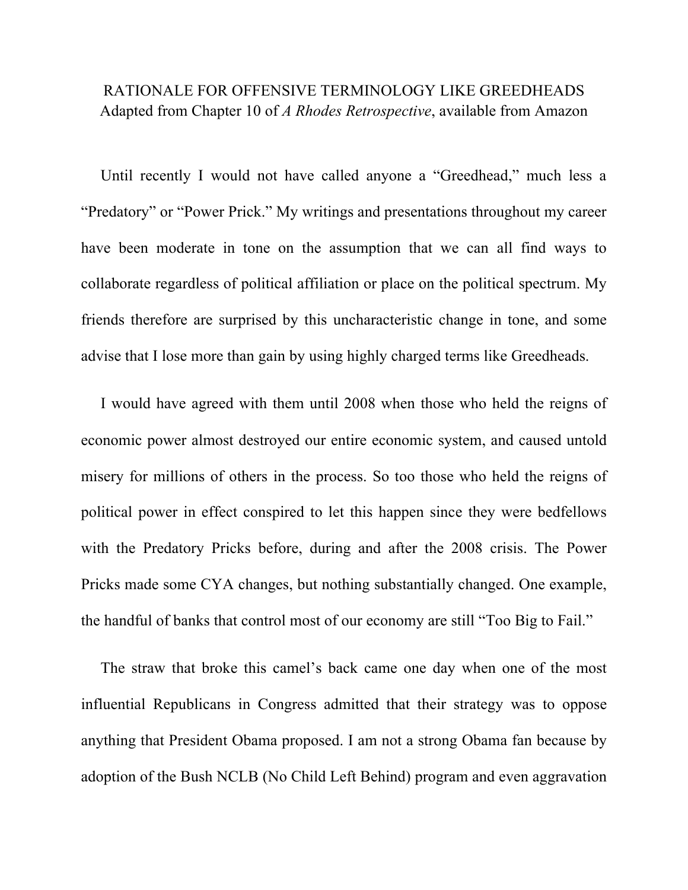# RATIONALE FOR OFFENSIVE TERMINOLOGY LIKE GREEDHEADS

Adapted from Chapter 10 of *A Rhodes Retrospective*, available from Amazon

Until recently I would not have called anyone a "Greedhead," much less a "Predatory" or "Power Prick." My writings and presentations throughout my career have been moderate in tone on the assumption that we can all find ways to collaborate regardless of political affiliation or place on the political spectrum. My friends therefore are surprised by this uncharacteristic change in tone, and some advise that I lose more than gain by using highly charged terms like Greedheads.

I would have agreed with them until 2008 when those who held the reigns of economic power almost destroyed our entire economic system, and caused untold misery for millions of others in the process. So too those who held the reigns of political power in effect conspired to let this happen since they were bedfellows with the Predatory Pricks before, during and after the 2008 crisis. The Power Pricks made some CYA changes, but nothing substantially changed. One example, the handful of banks that control most of our economy are still "Too Big to Fail."

The straw that broke this camel's back came one day when one of the most influential Republicans in Congress admitted that their strategy was to oppose anything that President Obama proposed. I am not a strong Obama fan because by adoption of the Bush NCLB (No Child Left Behind) program and even aggravation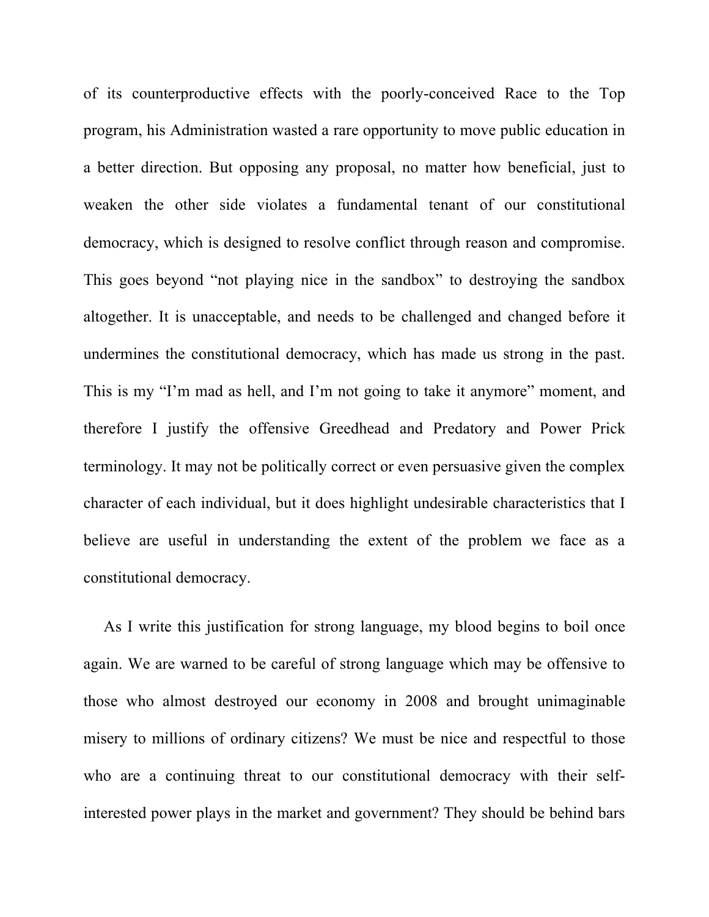of its counterproductive effects with the poorly-conceived Race to the Top program, his Administration wasted a rare opportunity to move public education in a better direction. But opposing any proposal, no matter how beneficial, just to weaken the other side violates a fundamental tenant of our constitutional democracy, which is designed to resolve conflict through reason and compromise. This goes beyond "not playing nice in the sandbox" to destroying the sandbox altogether. It is unacceptable, and needs to be challenged and changed before it undermines the constitutional democracy, which has made us strong in the past. This is my "I'm mad as hell, and I'm not going to take it anymore" moment, and therefore I justify the offensive Greedhead and Predatory and Power Prick terminology. It may not be politically correct or even persuasive given the complex character of each individual, but it does highlight undesirable characteristics that I believe are useful in understanding the extent of the problem we face as a constitutional democracy.

As I write this justification for strong language, my blood begins to boil once again. We are warned to be careful of strong language which may be offensive to those who almost destroyed our economy in 2008 and brought unimaginable misery to millions of ordinary citizens? We must be nice and respectful to those who are a continuing threat to our constitutional democracy with their self-interested power plays in the market and government? They should be behind bars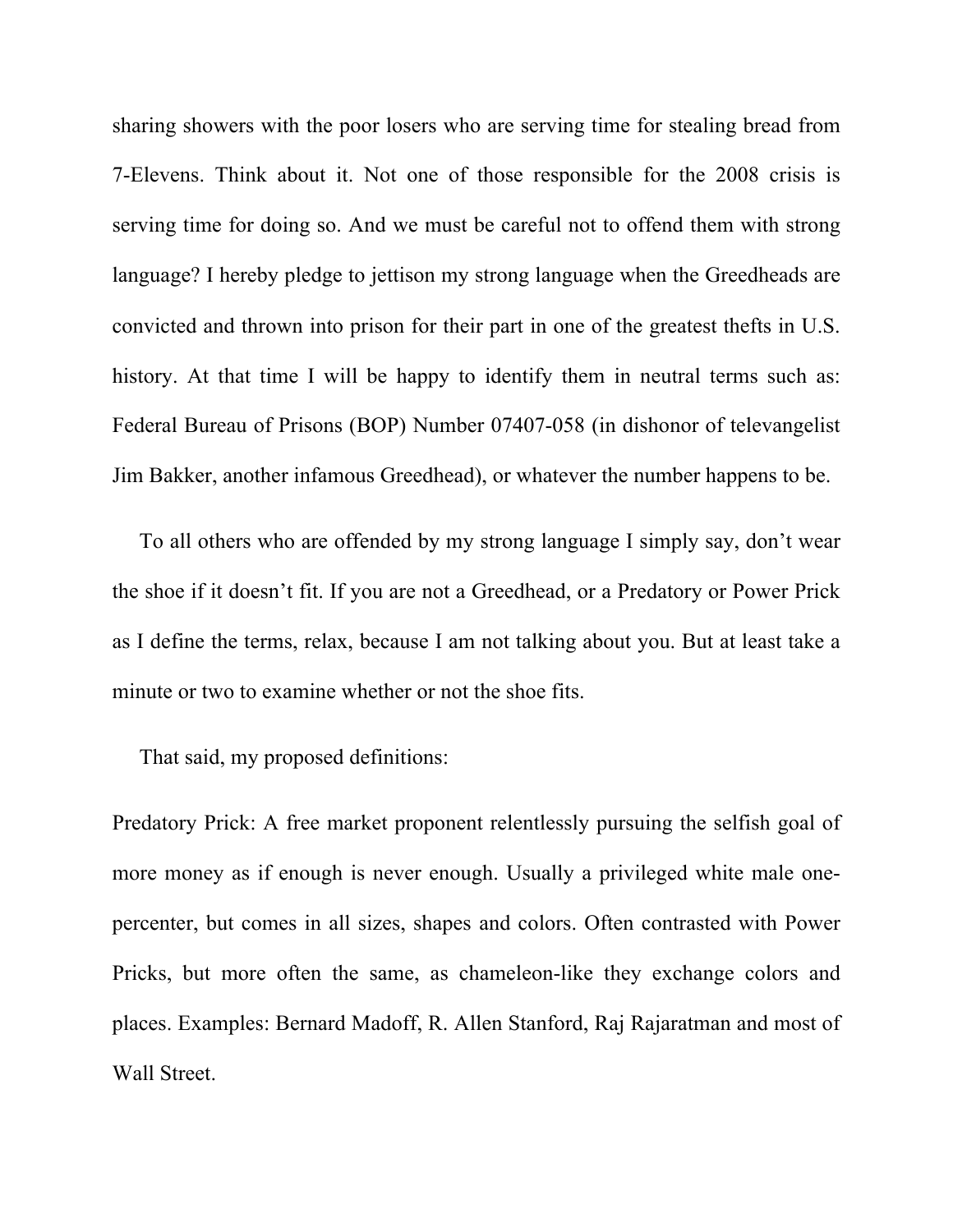sharing showers with the poor losers who are serving time for stealing bread from 7-Elevens. Think about it. Not one of those responsible for the 2008 crisis is serving time for doing so. And we must be careful not to offend them with strong language? I hereby pledge to jettison my strong language when the Greedheads are convicted and thrown into prison for their part in one of the greatest thefts in U.S. history. At that time I will be happy to identify them in neutral terms such as: Federal Bureau of Prisons (BOP) Number 07407-058 (in dishonor of televangelist Jim Bakker, another infamous Greedhead), or whatever the number happens to be.

To all others who are offended by my strong language I simply say, don't wear the shoe if it doesn't fit. If you are not a Greedhead, or a Predatory or Power Prick as I define the terms, relax, because I am not talking about you. But at least take a minute or two to examine whether or not the shoe fits.

That said, my proposed definitions:

Predatory Prick: A free market proponent relentlessly pursuing the selfish goal of more money as if enough is never enough. Usually a privileged white male one-percenter, but comes in all sizes, shapes and colors. Often contrasted with Power Pricks, but more often the same, as chameleon-like they exchange colors and places. Examples: Bernard Madoff, R. Allen Stanford, Raj Rajaratman and most of Wall Street.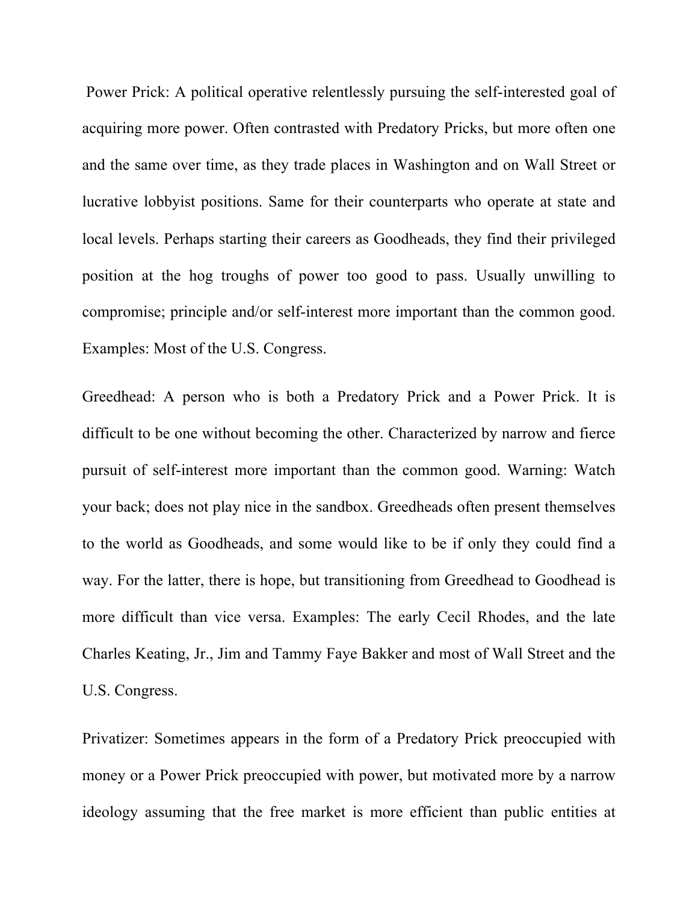Power Prick: A political operative relentlessly pursuing the self-interested goal of acquiring more power. Often contrasted with Predatory Pricks, but more often one and the same over time, as they trade places in Washington and on Wall Street or lucrative lobbyist positions. Same for their counterparts who operate at state and local levels. Perhaps starting their careers as Goodheads, they find their privileged position at the hog troughs of power too good to pass. Usually unwilling to compromise; principle and/or self-interest more important than the common good. Examples: Most of the U.S. Congress.

Greedhead: A person who is both a Predatory Prick and a Power Prick. It is difficult to be one without becoming the other. Characterized by narrow and fierce pursuit of self-interest more important than the common good. Warning: Watch your back; does not play nice in the sandbox. Greedheads often present themselves to the world as Goodheads, and some would like to be if only they could find a way. For the latter, there is hope, but transitioning from Greedhead to Goodhead is more difficult than vice versa. Examples: The early Cecil Rhodes, and the late Charles Keating, Jr., Jim and Tammy Faye Bakker and most of Wall Street and the U.S. Congress.

Privatizer: Sometimes appears in the form of a Predatory Prick preoccupied with money or a Power Prick preoccupied with power, but motivated more by a narrow ideology assuming that the free market is more efficient than public entities at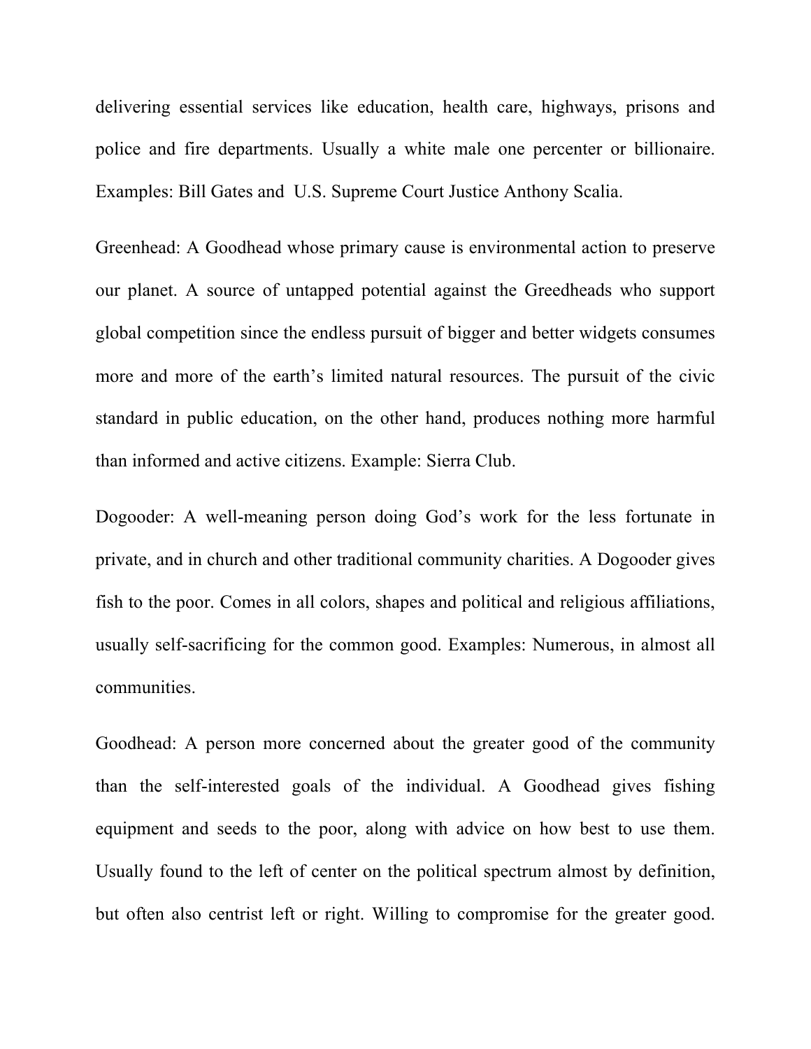delivering essential services like education, health care, highways, prisons and police and fire departments. Usually a white male one percenter or billionaire. Examples: Bill Gates and  U.S. Supreme Court Justice Anthony Scalia.

Greenhead: A Goodhead whose primary cause is environmental action to preserve our planet. A source of untapped potential against the Greedheads who support global competition since the endless pursuit of bigger and better widgets consumes more and more of the earth's limited natural resources. The pursuit of the civic standard in public education, on the other hand, produces nothing more harmful than informed and active citizens. Example: Sierra Club.

Dogooder: A well-meaning person doing God's work for the less fortunate in private, and in church and other traditional community charities. A Dogooder gives fish to the poor. Comes in all colors, shapes and political and religious affiliations, usually self-sacrificing for the common good. Examples: Numerous, in almost all communities.

Goodhead: A person more concerned about the greater good of the community than the self-interested goals of the individual. A Goodhead gives fishing equipment and seeds to the poor, along with advice on how best to use them. Usually found to the left of center on the political spectrum almost by definition, but often also centrist left or right. Willing to compromise for the greater good.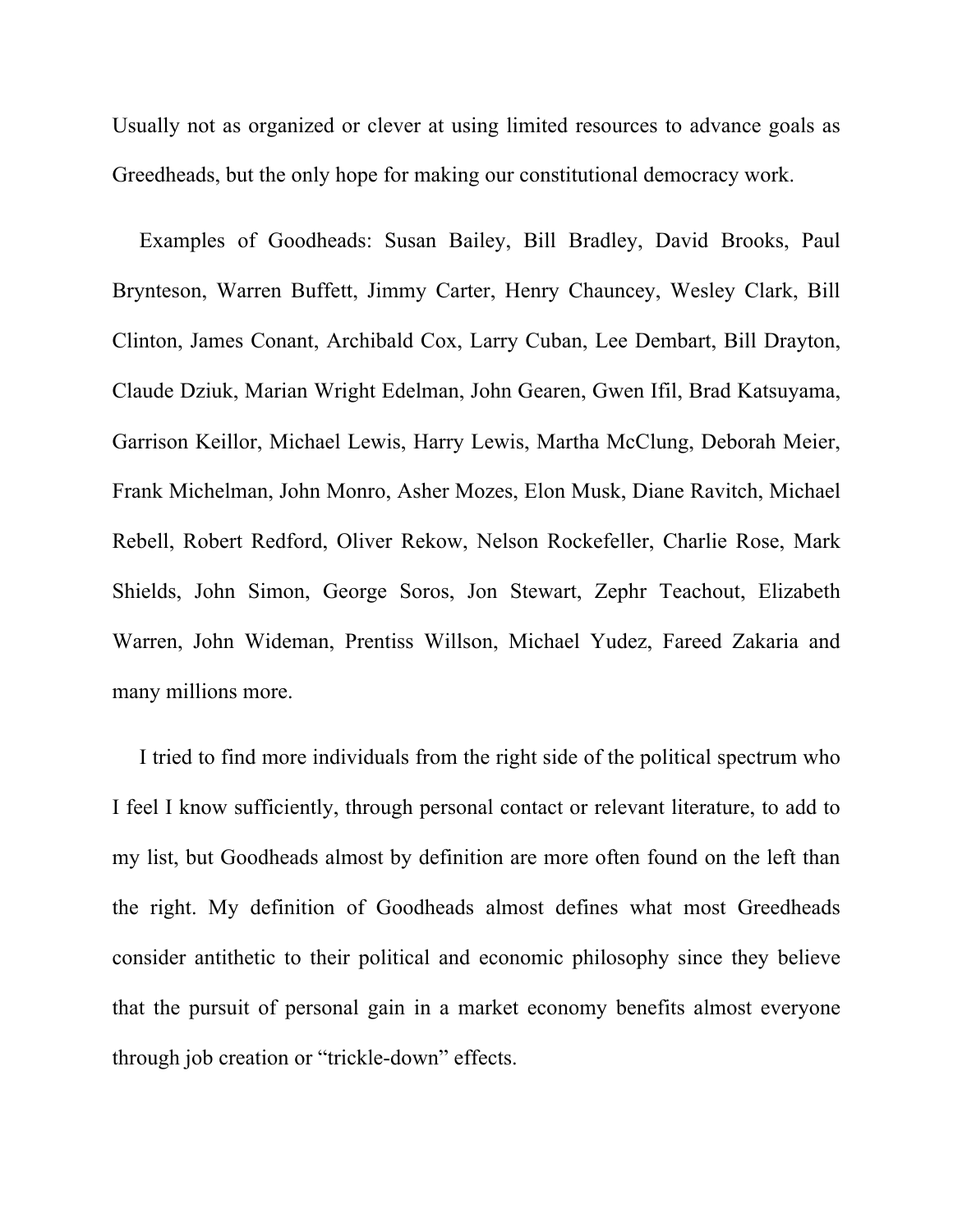Usually not as organized or clever at using limited resources to advance goals as Greedheads, but the only hope for making our constitutional democracy work.

Examples of Goodheads: Susan Bailey, Bill Bradley, David Brooks, Paul Brynteson, Warren Buffett, Jimmy Carter, Henry Chauncey, Wesley Clark, Bill Clinton, James Conant, Archibald Cox, Larry Cuban, Lee Dembart, Bill Drayton, Claude Dziuk, Marian Wright Edelman, John Gearen, Gwen Ifil, Brad Katsuyama, Garrison Keillor, Michael Lewis, Harry Lewis, Martha McClung, Deborah Meier, Frank Michelman, John Monro, Asher Mozes, Elon Musk, Diane Ravitch, Michael Rebell, Robert Redford, Oliver Rekow, Nelson Rockefeller, Charlie Rose, Mark Shields, John Simon, George Soros, Jon Stewart, Zephr Teachout, Elizabeth Warren, John Wideman, Prentiss Willson, Michael Yudez, Fareed Zakaria and many millions more.

I tried to find more individuals from the right side of the political spectrum who I feel I know sufficiently, through personal contact or relevant literature, to add to my list, but Goodheads almost by definition are more often found on the left than the right. My definition of Goodheads almost defines what most Greedheads consider antithetic to their political and economic philosophy since they believe that the pursuit of personal gain in a market economy benefits almost everyone through job creation or "trickle-down" effects.